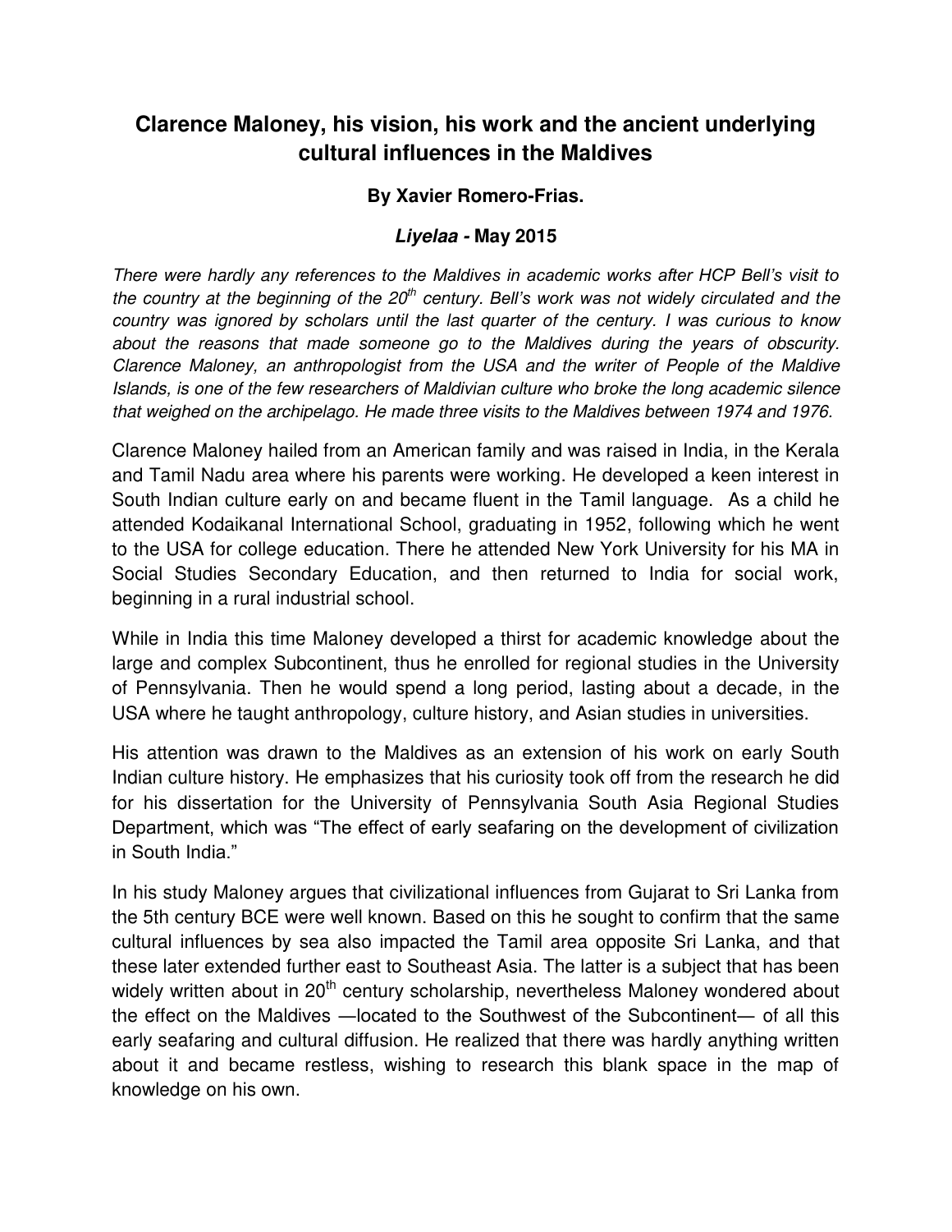# Clarence Maloney, his vision, his work and the ancient underlying cultural influences in the Maldives

**By Xavier Romero-Frias.**

***Liyelaa* - May 2015**

*There were hardly any references to the Maldives in academic works after HCP Bell's visit to the country at the beginning of the 20th century. Bell's work was not widely circulated and the country was ignored by scholars until the last quarter of the century. I was curious to know about the reasons that made someone go to the Maldives during the years of obscurity. Clarence Maloney, an anthropologist from the USA and the writer of People of the Maldive Islands, is one of the few researchers of Maldivian culture who broke the long academic silence that weighed on the archipelago. He made three visits to the Maldives between 1974 and 1976.*

Clarence Maloney hailed from an American family and was raised in India, in the Kerala and Tamil Nadu area where his parents were working. He developed a keen interest in South Indian culture early on and became fluent in the Tamil language. As a child he attended Kodaikanal International School, graduating in 1952, following which he went to the USA for college education. There he attended New York University for his MA in Social Studies Secondary Education, and then returned to India for social work, beginning in a rural industrial school.

While in India this time Maloney developed a thirst for academic knowledge about the large and complex Subcontinent, thus he enrolled for regional studies in the University of Pennsylvania. Then he would spend a long period, lasting about a decade, in the USA where he taught anthropology, culture history, and Asian studies in universities.

His attention was drawn to the Maldives as an extension of his work on early South Indian culture history. He emphasizes that his curiosity took off from the research he did for his dissertation for the University of Pennsylvania South Asia Regional Studies Department, which was "The effect of early seafaring on the development of civilization in South India."

In his study Maloney argues that civilizational influences from Gujarat to Sri Lanka from the 5th century BCE were well known. Based on this he sought to confirm that the same cultural influences by sea also impacted the Tamil area opposite Sri Lanka, and that these later extended further east to Southeast Asia. The latter is a subject that has been widely written about in 20th century scholarship, nevertheless Maloney wondered about the effect on the Maldives —located to the Southwest of the Subcontinent— of all this early seafaring and cultural diffusion. He realized that there was hardly anything written about it and became restless, wishing to research this blank space in the map of knowledge on his own.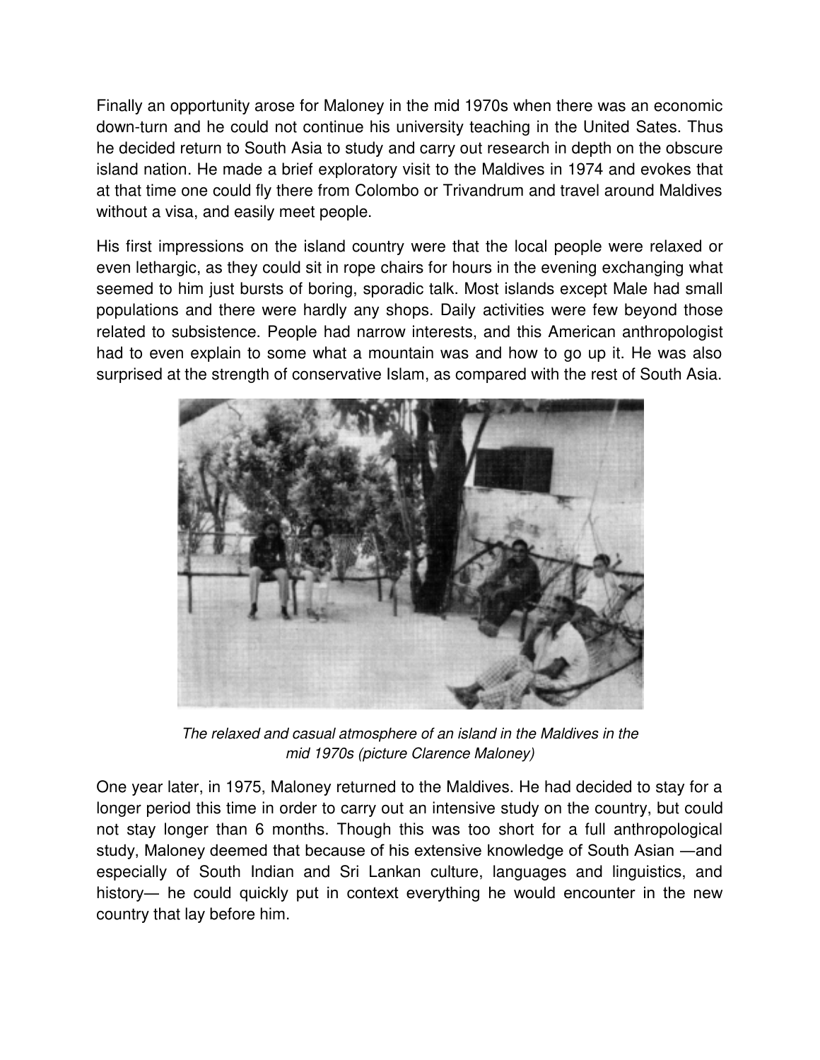Finally an opportunity arose for Maloney in the mid 1970s when there was an economic down-turn and he could not continue his university teaching in the United Sates. Thus he decided return to South Asia to study and carry out research in depth on the obscure island nation. He made a brief exploratory visit to the Maldives in 1974 and evokes that at that time one could fly there from Colombo or Trivandrum and travel around Maldives without a visa, and easily meet people.

His first impressions on the island country were that the local people were relaxed or even lethargic, as they could sit in rope chairs for hours in the evening exchanging what seemed to him just bursts of boring, sporadic talk. Most islands except Male had small populations and there were hardly any shops. Daily activities were few beyond those related to subsistence. People had narrow interests, and this American anthropologist had to even explain to some what a mountain was and how to go up it. He was also surprised at the strength of conservative Islam, as compared with the rest of South Asia.

*The relaxed and casual atmosphere of an island in the Maldives in the mid 1970s (picture Clarence Maloney)*

One year later, in 1975, Maloney returned to the Maldives. He had decided to stay for a longer period this time in order to carry out an intensive study on the country, but could not stay longer than 6 months. Though this was too short for a full anthropological study, Maloney deemed that because of his extensive knowledge of South Asian —and especially of South Indian and Sri Lankan culture, languages and linguistics, and history— he could quickly put in context everything he would encounter in the new country that lay before him.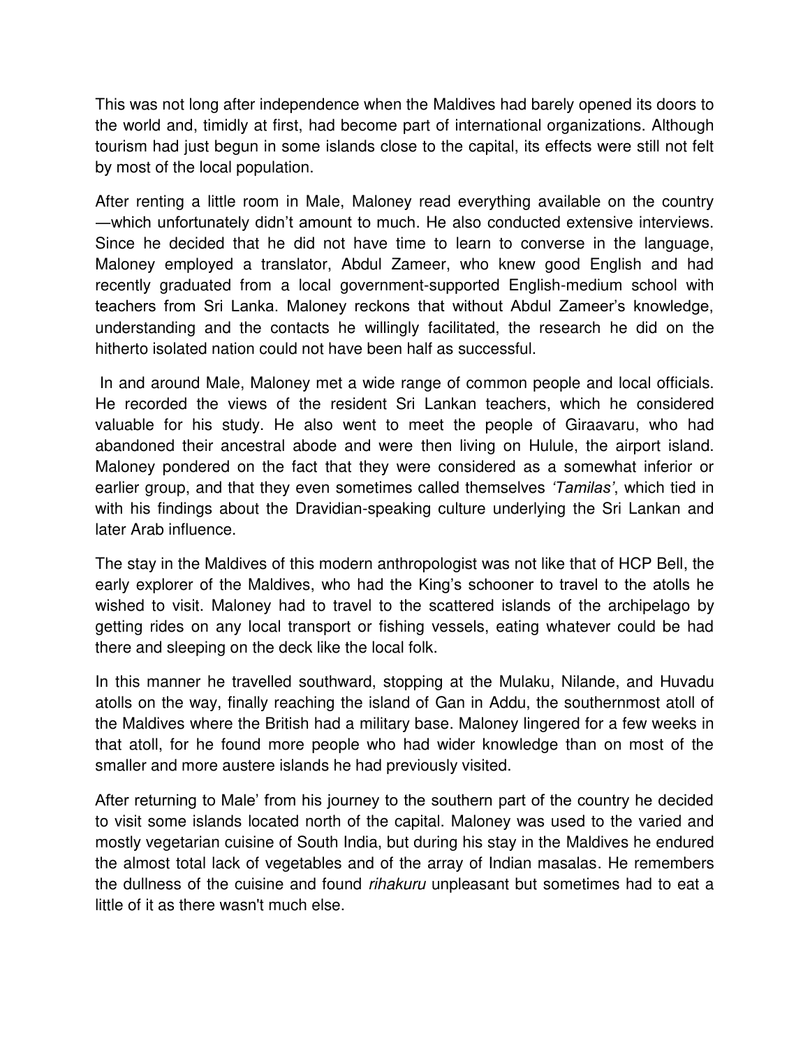This was not long after independence when the Maldives had barely opened its doors to the world and, timidly at first, had become part of international organizations. Although tourism had just begun in some islands close to the capital, its effects were still not felt by most of the local population.

After renting a little room in Male, Maloney read everything available on the country —which unfortunately didn't amount to much. He also conducted extensive interviews. Since he decided that he did not have time to learn to converse in the language, Maloney employed a translator, Abdul Zameer, who knew good English and had recently graduated from a local government-supported English-medium school with teachers from Sri Lanka. Maloney reckons that without Abdul Zameer's knowledge, understanding and the contacts he willingly facilitated, the research he did on the hitherto isolated nation could not have been half as successful.

In and around Male, Maloney met a wide range of common people and local officials. He recorded the views of the resident Sri Lankan teachers, which he considered valuable for his study. He also went to meet the people of Giraavaru, who had abandoned their ancestral abode and were then living on Hulule, the airport island. Maloney pondered on the fact that they were considered as a somewhat inferior or earlier group, and that they even sometimes called themselves *'Tamilas'*, which tied in with his findings about the Dravidian-speaking culture underlying the Sri Lankan and later Arab influence.

The stay in the Maldives of this modern anthropologist was not like that of HCP Bell, the early explorer of the Maldives, who had the King's schooner to travel to the atolls he wished to visit. Maloney had to travel to the scattered islands of the archipelago by getting rides on any local transport or fishing vessels, eating whatever could be had there and sleeping on the deck like the local folk.

In this manner he travelled southward, stopping at the Mulaku, Nilande, and Huvadu atolls on the way, finally reaching the island of Gan in Addu, the southernmost atoll of the Maldives where the British had a military base. Maloney lingered for a few weeks in that atoll, for he found more people who had wider knowledge than on most of the smaller and more austere islands he had previously visited.

After returning to Male' from his journey to the southern part of the country he decided to visit some islands located north of the capital. Maloney was used to the varied and mostly vegetarian cuisine of South India, but during his stay in the Maldives he endured the almost total lack of vegetables and of the array of Indian masalas. He remembers the dullness of the cuisine and found *rihakuru* unpleasant but sometimes had to eat a little of it as there wasn't much else.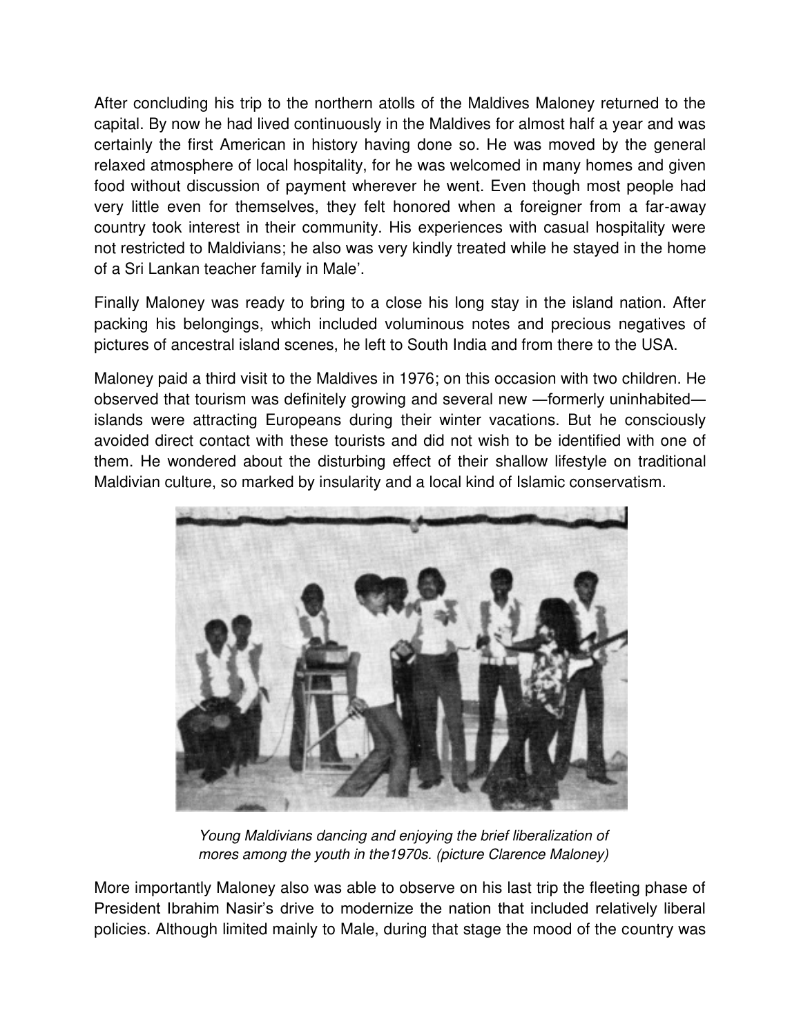After concluding his trip to the northern atolls of the Maldives Maloney returned to the capital. By now he had lived continuously in the Maldives for almost half a year and was certainly the first American in history having done so. He was moved by the general relaxed atmosphere of local hospitality, for he was welcomed in many homes and given food without discussion of payment wherever he went. Even though most people had very little even for themselves, they felt honored when a foreigner from a far-away country took interest in their community. His experiences with casual hospitality were not restricted to Maldivians; he also was very kindly treated while he stayed in the home of a Sri Lankan teacher family in Male'.

Finally Maloney was ready to bring to a close his long stay in the island nation. After packing his belongings, which included voluminous notes and precious negatives of pictures of ancestral island scenes, he left to South India and from there to the USA.

Maloney paid a third visit to the Maldives in 1976; on this occasion with two children. He observed that tourism was definitely growing and several new —formerly uninhabited— islands were attracting Europeans during their winter vacations. But he consciously avoided direct contact with these tourists and did not wish to be identified with one of them. He wondered about the disturbing effect of their shallow lifestyle on traditional Maldivian culture, so marked by insularity and a local kind of Islamic conservatism.

*Young Maldivians dancing and enjoying the brief liberalization of mores among the youth in the1970s. (picture Clarence Maloney)*

More importantly Maloney also was able to observe on his last trip the fleeting phase of President Ibrahim Nasir's drive to modernize the nation that included relatively liberal policies. Although limited mainly to Male, during that stage the mood of the country was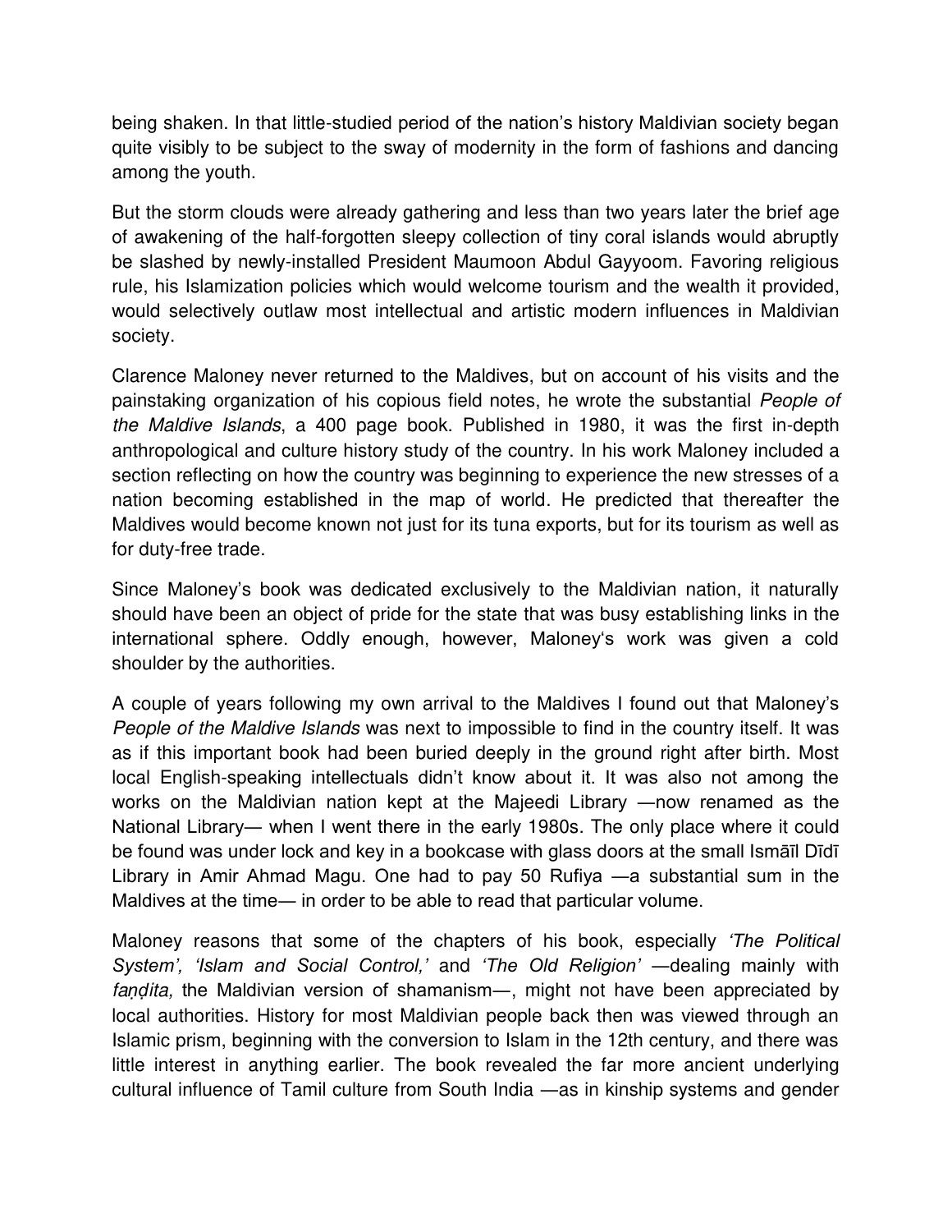being shaken. In that little-studied period of the nation's history Maldivian society began quite visibly to be subject to the sway of modernity in the form of fashions and dancing among the youth.

But the storm clouds were already gathering and less than two years later the brief age of awakening of the half-forgotten sleepy collection of tiny coral islands would abruptly be slashed by newly-installed President Maumoon Abdul Gayyoom. Favoring religious rule, his Islamization policies which would welcome tourism and the wealth it provided, would selectively outlaw most intellectual and artistic modern influences in Maldivian society.

Clarence Maloney never returned to the Maldives, but on account of his visits and the painstaking organization of his copious field notes, he wrote the substantial *People of the Maldive Islands*, a 400 page book. Published in 1980, it was the first in-depth anthropological and culture history study of the country. In his work Maloney included a section reflecting on how the country was beginning to experience the new stresses of a nation becoming established in the map of world. He predicted that thereafter the Maldives would become known not just for its tuna exports, but for its tourism as well as for duty-free trade.

Since Maloney's book was dedicated exclusively to the Maldivian nation, it naturally should have been an object of pride for the state that was busy establishing links in the international sphere. Oddly enough, however, Maloney's work was given a cold shoulder by the authorities.

A couple of years following my own arrival to the Maldives I found out that Maloney's *People of the Maldive Islands* was next to impossible to find in the country itself. It was as if this important book had been buried deeply in the ground right after birth. Most local English-speaking intellectuals didn't know about it. It was also not among the works on the Maldivian nation kept at the Majeedi Library —now renamed as the National Library— when I went there in the early 1980s. The only place where it could be found was under lock and key in a bookcase with glass doors at the small Ismāīl Dīdī Library in Amir Ahmad Magu. One had to pay 50 Rufiya —a substantial sum in the Maldives at the time— in order to be able to read that particular volume.

Maloney reasons that some of the chapters of his book, especially *'The Political System', 'Islam and Social Control,'* and *'The Old Religion'* —dealing mainly with *faṇḍita,* the Maldivian version of shamanism—, might not have been appreciated by local authorities. History for most Maldivian people back then was viewed through an Islamic prism, beginning with the conversion to Islam in the 12th century, and there was little interest in anything earlier. The book revealed the far more ancient underlying cultural influence of Tamil culture from South India —as in kinship systems and gender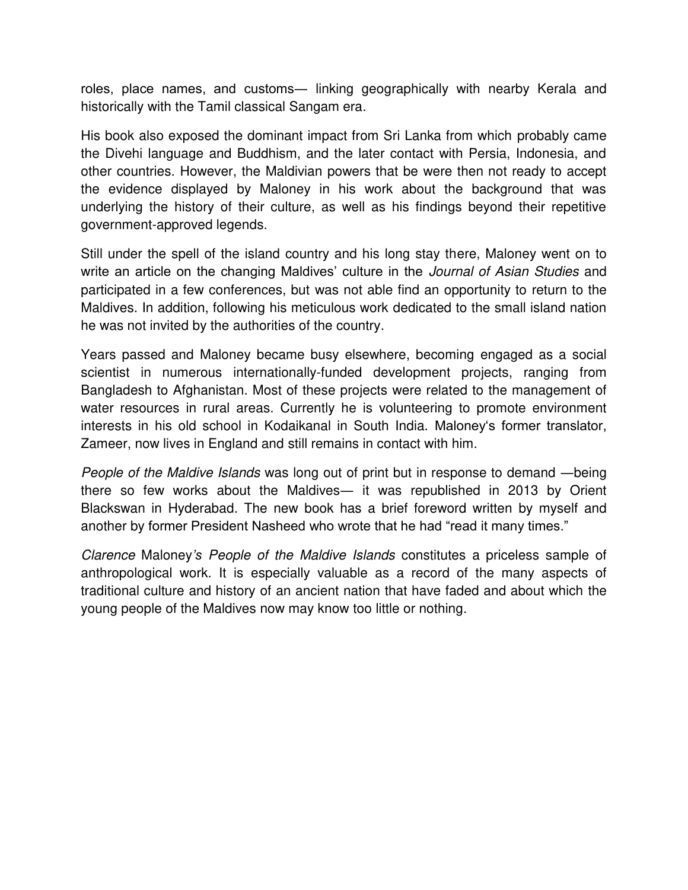roles, place names, and customs— linking geographically with nearby Kerala and historically with the Tamil classical Sangam era.

His book also exposed the dominant impact from Sri Lanka from which probably came the Divehi language and Buddhism, and the later contact with Persia, Indonesia, and other countries. However, the Maldivian powers that be were then not ready to accept the evidence displayed by Maloney in his work about the background that was underlying the history of their culture, as well as his findings beyond their repetitive government-approved legends.

Still under the spell of the island country and his long stay there, Maloney went on to write an article on the changing Maldives' culture in the *Journal of Asian Studies* and participated in a few conferences, but was not able find an opportunity to return to the Maldives. In addition, following his meticulous work dedicated to the small island nation he was not invited by the authorities of the country.

Years passed and Maloney became busy elsewhere, becoming engaged as a social scientist in numerous internationally-funded development projects, ranging from Bangladesh to Afghanistan. Most of these projects were related to the management of water resources in rural areas. Currently he is volunteering to promote environment interests in his old school in Kodaikanal in South India. Maloney's former translator, Zameer, now lives in England and still remains in contact with him.

*People of the Maldive Islands* was long out of print but in response to demand —being there so few works about the Maldives— it was republished in 2013 by Orient Blackswan in Hyderabad. The new book has a brief foreword written by myself and another by former President Nasheed who wrote that he had "read it many times."

*Clarence* Maloney*'s People of the Maldive Islands* constitutes a priceless sample of anthropological work. It is especially valuable as a record of the many aspects of traditional culture and history of an ancient nation that have faded and about which the young people of the Maldives now may know too little or nothing.